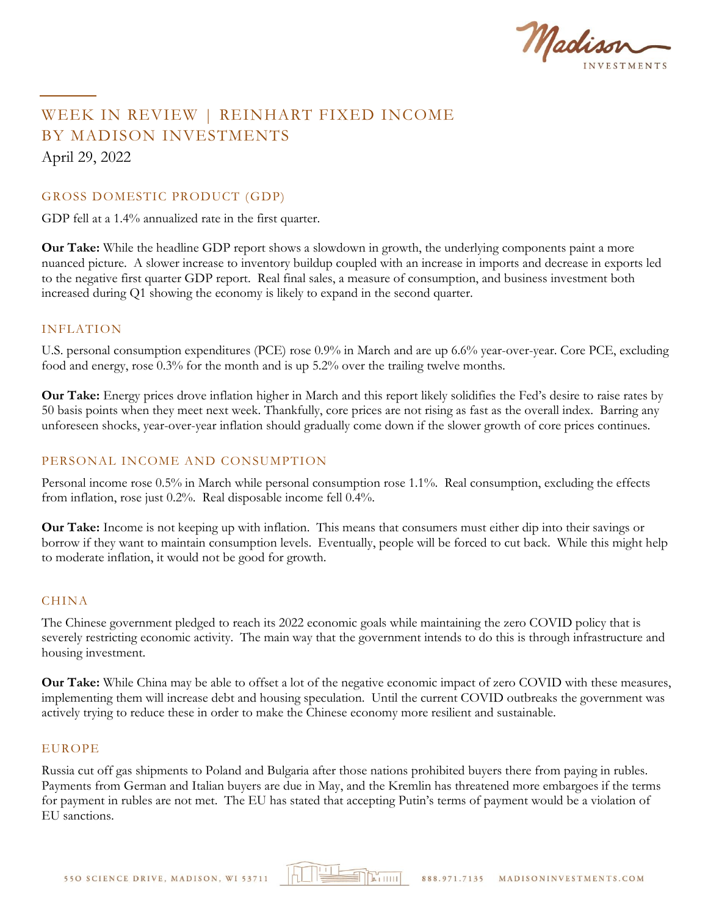# WEEK IN REVIEW | REINHART FIXED INCOME BY MADISON INVESTMENTS

April 29, 2022

## GROSS DOMESTIC PRODUCT (GDP)

GDP fell at a 1.4% annualized rate in the first quarter.

**Our Take:** While the headline GDP report shows a slowdown in growth, the underlying components paint a more nuanced picture. A slower increase to inventory buildup coupled with an increase in imports and decrease in exports led to the negative first quarter GDP report. Real final sales, a measure of consumption, and business investment both increased during Q1 showing the economy is likely to expand in the second quarter.

## INFLATION

U.S. personal consumption expenditures (PCE) rose 0.9% in March and are up 6.6% year-over-year. Core PCE, excluding food and energy, rose 0.3% for the month and is up 5.2% over the trailing twelve months.

**Our Take:** Energy prices drove inflation higher in March and this report likely solidifies the Fed's desire to raise rates by 50 basis points when they meet next week. Thankfully, core prices are not rising as fast as the overall index. Barring any unforeseen shocks, year-over-year inflation should gradually come down if the slower growth of core prices continues.

## PERSONAL INCOME AND CONSUMPTION

Personal income rose 0.5% in March while personal consumption rose 1.1%. Real consumption, excluding the effects from inflation, rose just 0.2%. Real disposable income fell 0.4%.

**Our Take:** Income is not keeping up with inflation. This means that consumers must either dip into their savings or borrow if they want to maintain consumption levels. Eventually, people will be forced to cut back. While this might help to moderate inflation, it would not be good for growth.

## CHINA

The Chinese government pledged to reach its 2022 economic goals while maintaining the zero COVID policy that is severely restricting economic activity. The main way that the government intends to do this is through infrastructure and housing investment.

**Our Take:** While China may be able to offset a lot of the negative economic impact of zero COVID with these measures, implementing them will increase debt and housing speculation. Until the current COVID outbreaks the government was actively trying to reduce these in order to make the Chinese economy more resilient and sustainable.

## EUROPE

Russia cut off gas shipments to Poland and Bulgaria after those nations prohibited buyers there from paying in rubles. Payments from German and Italian buyers are due in May, and the Kremlin has threatened more embargoes if the terms for payment in rubles are not met. The EU has stated that accepting Putin's terms of payment would be a violation of EU sanctions.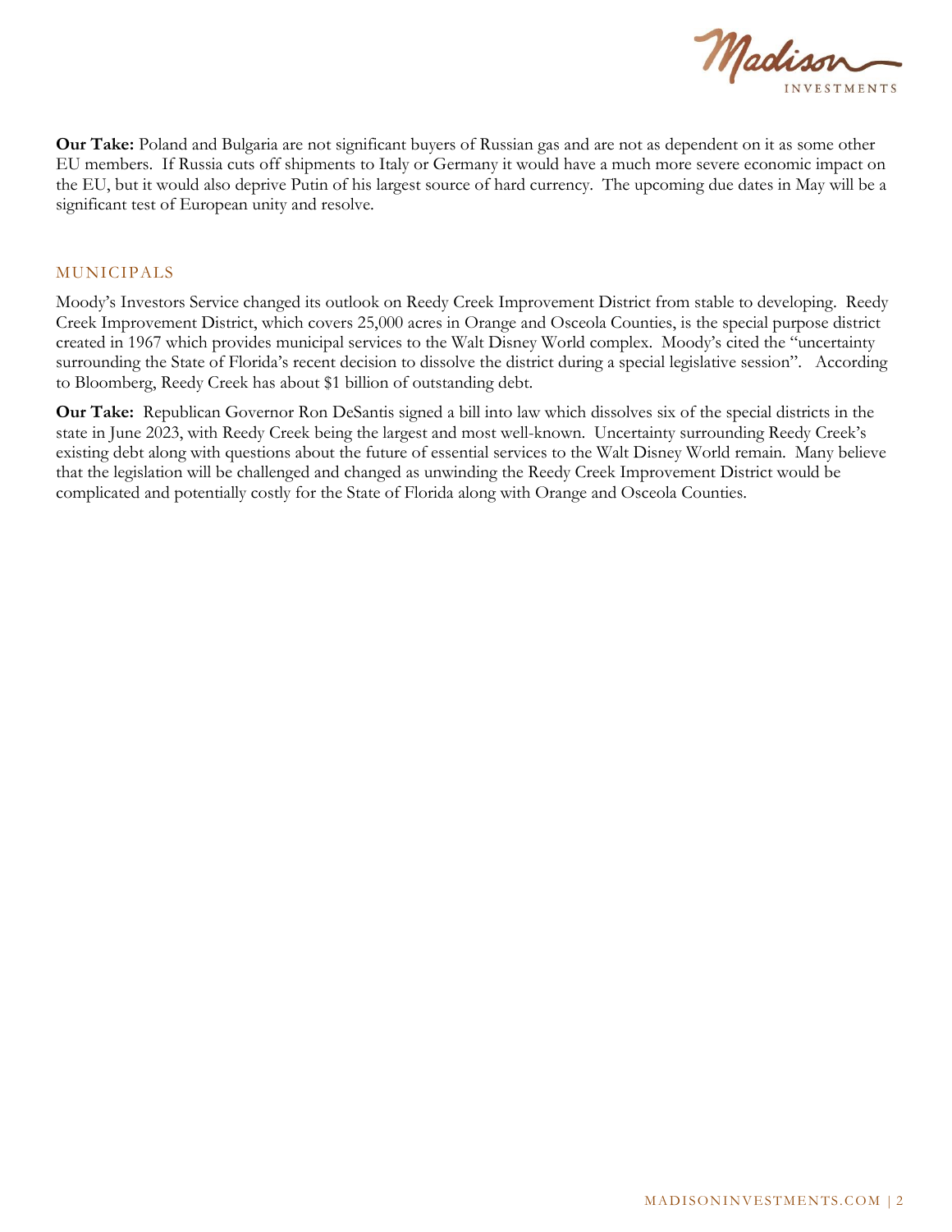**Our Take:** Poland and Bulgaria are not significant buyers of Russian gas and are not as dependent on it as some other EU members. If Russia cuts off shipments to Italy or Germany it would have a much more severe economic impact on the EU, but it would also deprive Putin of his largest source of hard currency. The upcoming due dates in May will be a significant test of European unity and resolve.

## MUNICIPALS

Moody's Investors Service changed its outlook on Reedy Creek Improvement District from stable to developing. Reedy Creek Improvement District, which covers 25,000 acres in Orange and Osceola Counties, is the special purpose district created in 1967 which provides municipal services to the Walt Disney World complex. Moody's cited the "uncertainty surrounding the State of Florida's recent decision to dissolve the district during a special legislative session". According to Bloomberg, Reedy Creek has about $1 billion of outstanding debt.

**Our Take:** Republican Governor Ron DeSantis signed a bill into law which dissolves six of the special districts in the state in June 2023, with Reedy Creek being the largest and most well-known. Uncertainty surrounding Reedy Creek's existing debt along with questions about the future of essential services to the Walt Disney World remain. Many believe that the legislation will be challenged and changed as unwinding the Reedy Creek Improvement District would be complicated and potentially costly for the State of Florida along with Orange and Osceola Counties.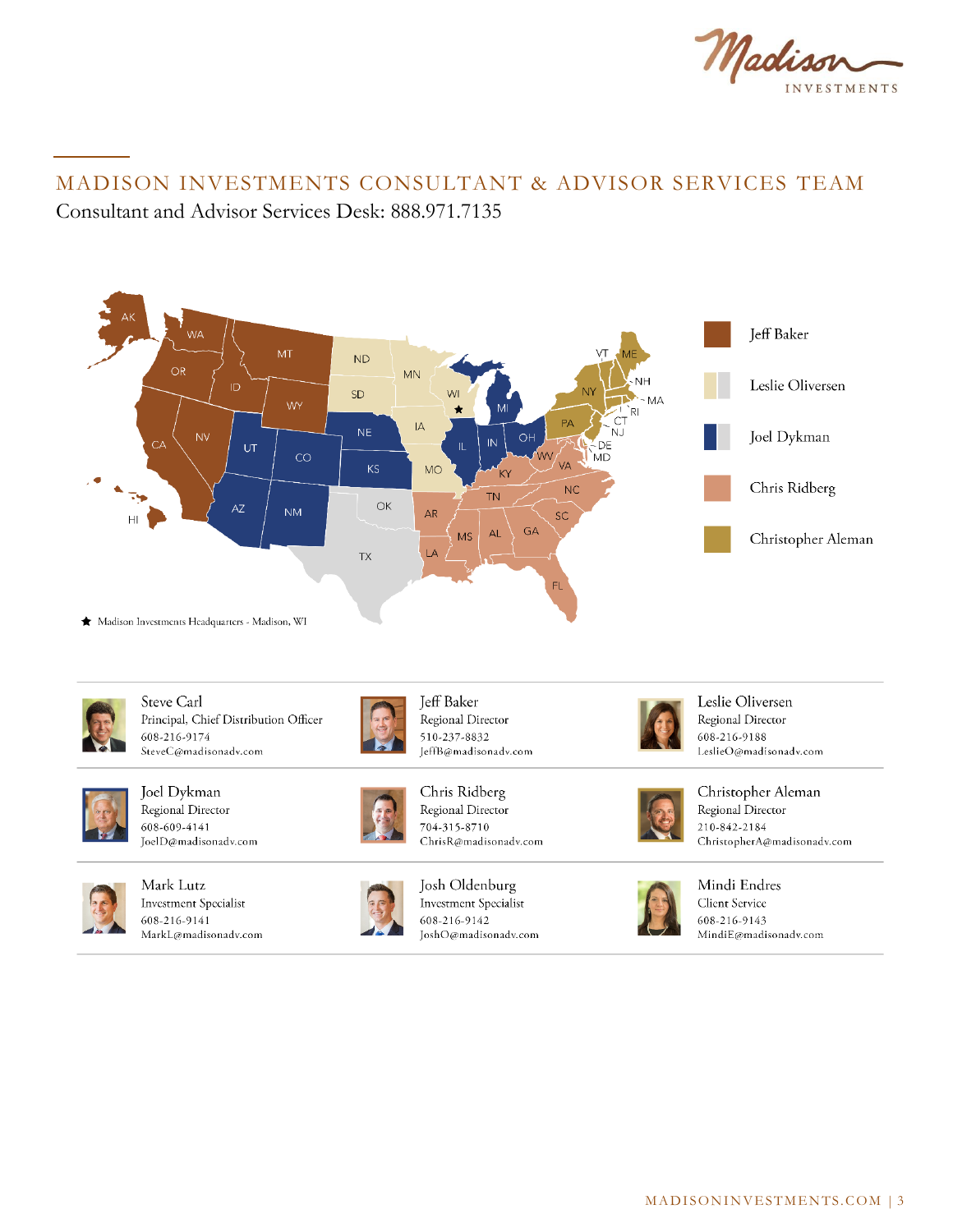## MADISON INVESTMENTS CONSULTANT & ADVISOR SERVICES TEAM

Consultant and Advisor Services Desk: 888.971.7135

- Jeff Baker
- Leslie Oliversen
- Joel Dykman
- Chris Ridberg
- Christopher Aleman

★ Madison Investments Headquarters - Madison, WI

**Steve Carl**
Principal, Chief Distribution Officer
608-216-9174
SteveC@madisonadv.com

**Jeff Baker**
Regional Director
510-237-8832
JeffB@madisonadv.com

**Leslie Oliversen**
Regional Director
608-216-9188
LeslieO@madisonadv.com

**Joel Dykman**
Regional Director
608-609-4141
JoelD@madisonadv.com

**Chris Ridberg**
Regional Director
704-315-8710
ChrisR@madisonadv.com

**Christopher Aleman**
Regional Director
210-842-2184
ChristopherA@madisonadv.com

**Mark Lutz**
Investment Specialist
608-216-9141
MarkL@madisonadv.com

**Josh Oldenburg**
Investment Specialist
608-216-9142
JoshO@madisonadv.com

**Mindi Endres**
Client Service
608-216-9143
MindiE@madisonadv.com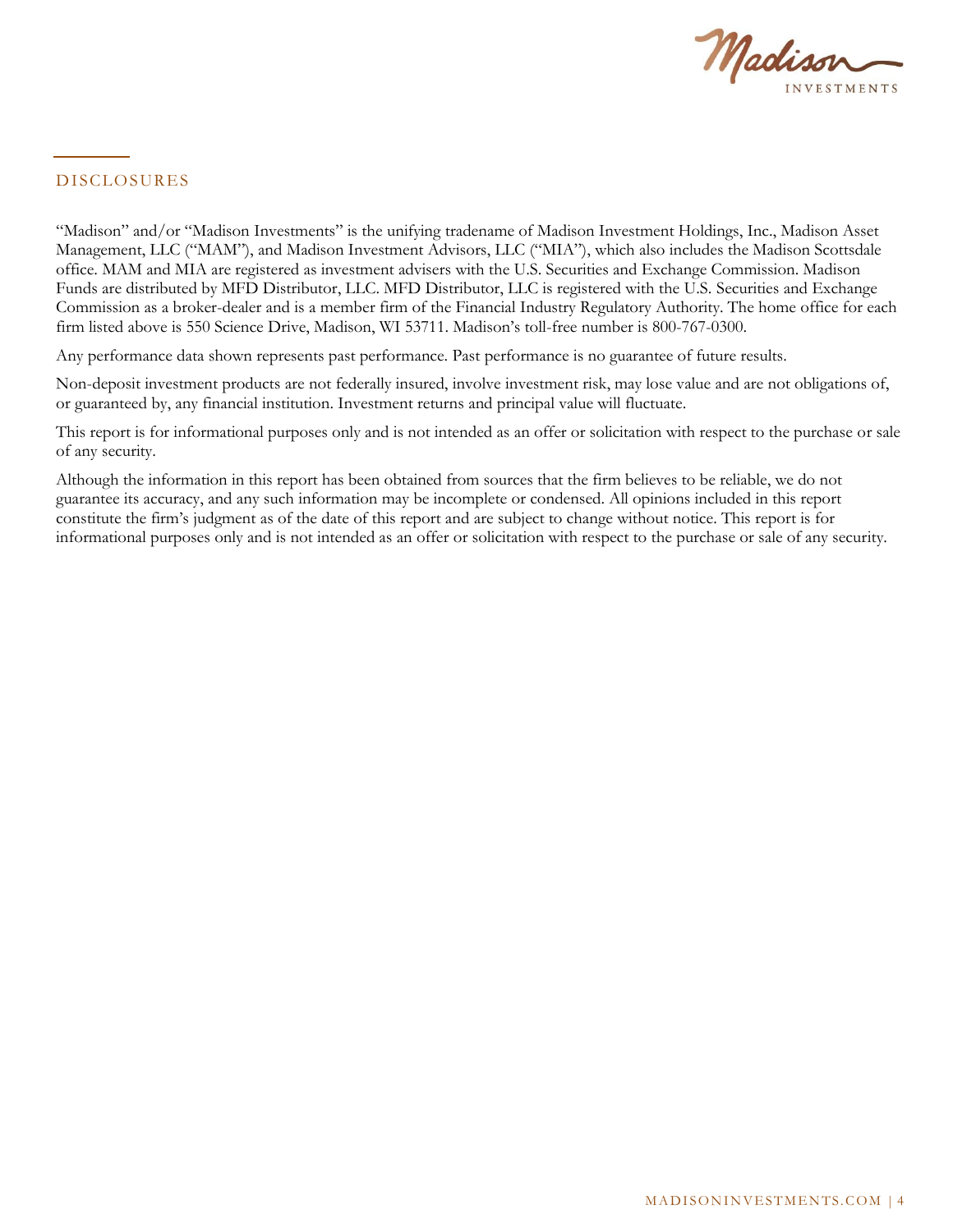## DISCLOSURES

"Madison" and/or "Madison Investments" is the unifying tradename of Madison Investment Holdings, Inc., Madison Asset Management, LLC ("MAM"), and Madison Investment Advisors, LLC ("MIA"), which also includes the Madison Scottsdale office. MAM and MIA are registered as investment advisers with the U.S. Securities and Exchange Commission. Madison Funds are distributed by MFD Distributor, LLC. MFD Distributor, LLC is registered with the U.S. Securities and Exchange Commission as a broker-dealer and is a member firm of the Financial Industry Regulatory Authority. The home office for each firm listed above is 550 Science Drive, Madison, WI 53711. Madison's toll-free number is 800-767-0300.

Any performance data shown represents past performance. Past performance is no guarantee of future results.

Non-deposit investment products are not federally insured, involve investment risk, may lose value and are not obligations of, or guaranteed by, any financial institution. Investment returns and principal value will fluctuate.

This report is for informational purposes only and is not intended as an offer or solicitation with respect to the purchase or sale of any security.

Although the information in this report has been obtained from sources that the firm believes to be reliable, we do not guarantee its accuracy, and any such information may be incomplete or condensed. All opinions included in this report constitute the firm's judgment as of the date of this report and are subject to change without notice. This report is for informational purposes only and is not intended as an offer or solicitation with respect to the purchase or sale of any security.